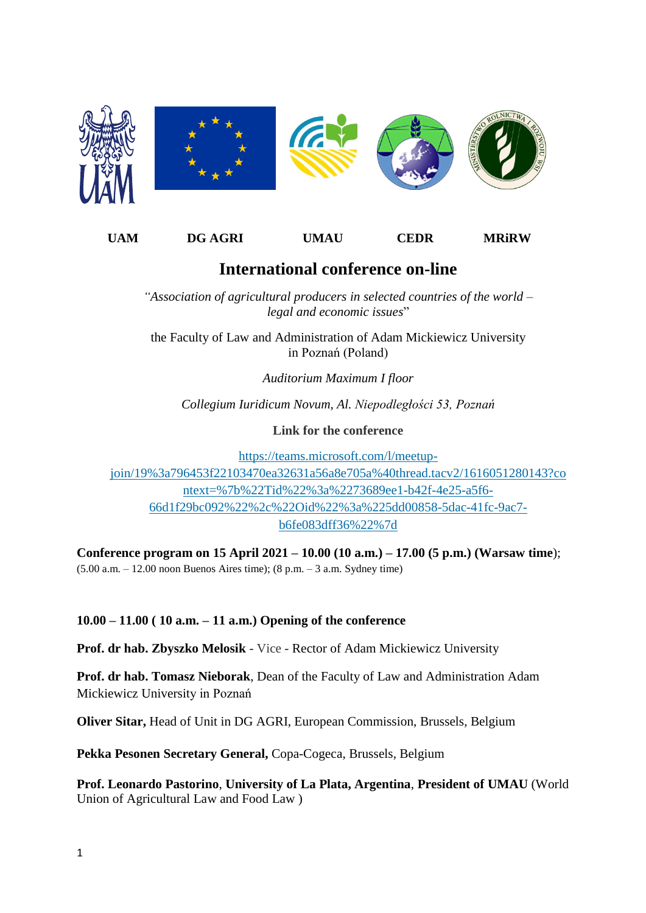UAM DG AGRI UMAU CEDR MRiRW

# International conference on-line

*"Association of agricultural producers in selected countries of the world – legal and economic issues*"

the Faculty of Law and Administration of Adam Mickiewicz University in Poznań (Poland)

*Auditorium Maximum I floor*

*Collegium Iuridicum Novum, Al. Niepodległości 53, Poznań*

**Link for the conference**

https://teams.microsoft.com/l/meetup-join/19%3a796453f22103470ea32631a56a8e705a%40thread.tacv2/1616051280143?context=%7b%22Tid%22%3a%2273689ee1-b42f-4e25-a5f6-66d1f29bc092%22%2c%22Oid%22%3a%225dd00858-5dac-41fc-9ac7-b6fe083dff36%22%7d

**Conference program on 15 April 2021 – 10.00 (10 a.m.) – 17.00 (5 p.m.) (Warsaw time**); (5.00 a.m. – 12.00 noon Buenos Aires time); (8 p.m. – 3 a.m. Sydney time)

**10.00 – 11.00 ( 10 a.m. – 11 a.m.) Opening of the conference**

**Prof. dr hab. Zbyszko Melosik** - Vice - Rector of Adam Mickiewicz University

**Prof. dr hab. Tomasz Nieborak**, Dean of the Faculty of Law and Administration Adam Mickiewicz University in Poznań

**Oliver Sitar,** Head of Unit in DG AGRI, European Commission, Brussels, Belgium

**Pekka Pesonen Secretary General,** Copa-Cogeca, Brussels, Belgium

**Prof. Leonardo Pastorino**, **University of La Plata, Argentina**, **President of UMAU** (World Union of Agricultural Law and Food Law )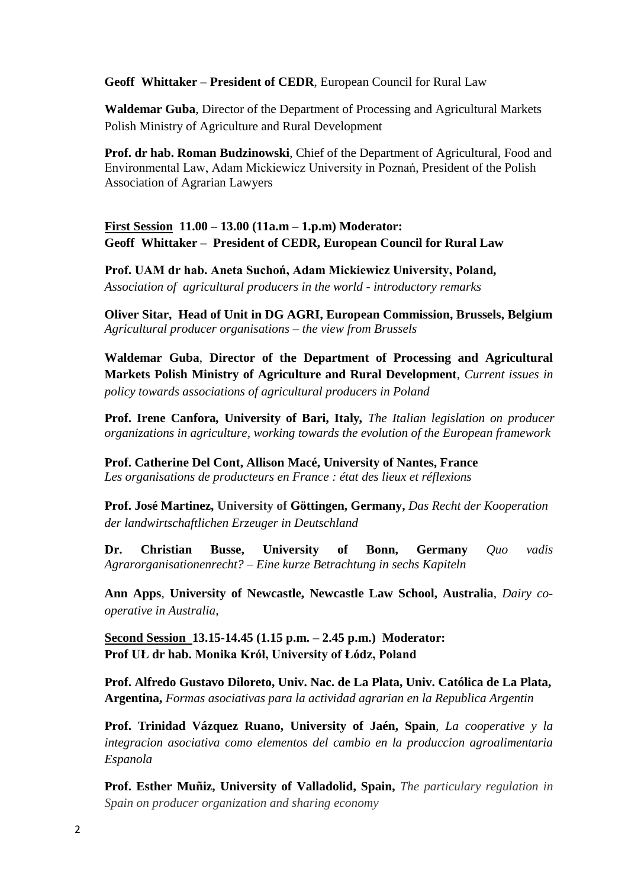**Geoff Whittaker** – **President of CEDR**, European Council for Rural Law

**Waldemar Guba**, Director of the Department of Processing and Agricultural Markets Polish Ministry of Agriculture and Rural Development

**Prof. dr hab. Roman Budzinowski**, Chief of the Department of Agricultural, Food and Environmental Law, Adam Mickiewicz University in Poznań, President of the Polish Association of Agrarian Lawyers

**First Session 11.00 – 13.00 (11a.m – 1.p.m) Moderator:**
**Geoff Whittaker – President of CEDR, European Council for Rural Law**

**Prof. UAM dr hab. Aneta Suchoń, Adam Mickiewicz University, Poland,**
*Association of agricultural producers in the world - introductory remarks*

**Oliver Sitar, Head of Unit in DG AGRI, European Commission, Brussels, Belgium**
*Agricultural producer organisations – the view from Brussels*

**Waldemar Guba**, **Director of the Department of Processing and Agricultural Markets Polish Ministry of Agriculture and Rural Development**, *Current issues in policy towards associations of agricultural producers in Poland*

**Prof. Irene Canfora, University of Bari, Italy,** *The Italian legislation on producer organizations in agriculture, working towards the evolution of the European framework*

**Prof. Catherine Del Cont, Allison Macé, University of Nantes, France**
*Les organisations de producteurs en France : état des lieux et réflexions*

**Prof. José Martinez, University of Göttingen, Germany,** *Das Recht der Kooperation der landwirtschaftlichen Erzeuger in Deutschland*

**Dr. Christian Busse, University of Bonn, Germany** *Quo vadis Agrarorganisationenrecht? – Eine kurze Betrachtung in sechs Kapiteln*

**Ann Apps**, **University of Newcastle, Newcastle Law School, Australia**, *Dairy co-operative in Australia*,

**Second Session 13.15-14.45 (1.15 p.m. – 2.45 p.m.) Moderator:**
**Prof UŁ dr hab. Monika Król, University of Łódz, Poland**

**Prof. Alfredo Gustavo Diloreto, Univ. Nac. de La Plata, Univ. Católica de La Plata, Argentina,** *Formas asociativas para la actividad agrarian en la Republica Argentin*

**Prof. Trinidad Vázquez Ruano, University of Jaén, Spain**, *La cooperative y la integracion asociativa como elementos del cambio en la produccion agroalimentaria Espanola*

**Prof. Esther Muñiz, University of Valladolid, Spain,** *The particulary regulation in Spain on producer organization and sharing economy*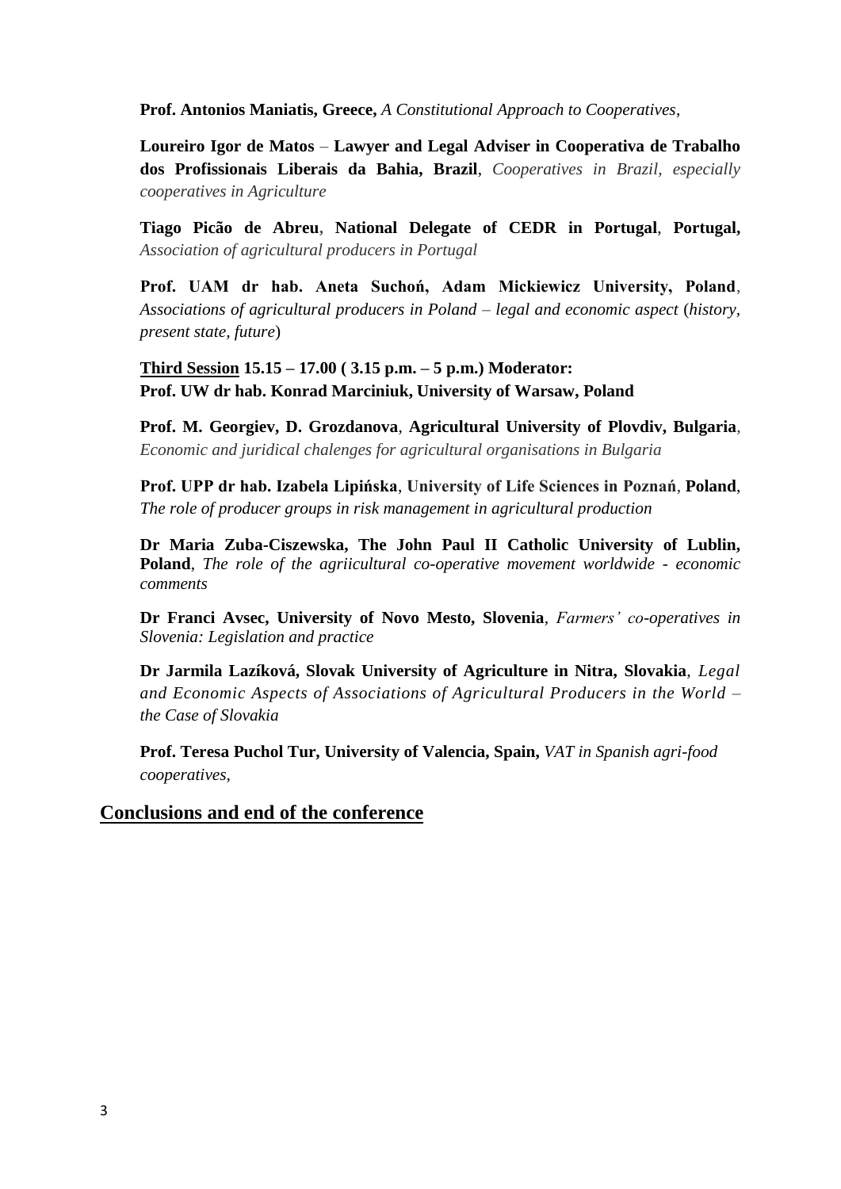**Prof. Antonios Maniatis, Greece,** *A Constitutional Approach to Cooperatives*,

**Loureiro Igor de Matos** – **Lawyer and Legal Adviser in Cooperativa de Trabalho dos Profissionais Liberais da Bahia, Brazil**, *Cooperatives in Brazil, especially cooperatives in Agriculture*

**Tiago Picão de Abreu**, **National Delegate of CEDR in Portugal**, **Portugal,** *Association of agricultural producers in Portugal*

**Prof. UAM dr hab. Aneta Suchoń, Adam Mickiewicz University, Poland**, *Associations of agricultural producers in Poland – legal and economic aspect* (*history, present state, future*)

**Third Session 15.15 – 17.00 ( 3.15 p.m. – 5 p.m.) Moderator:**
**Prof. UW dr hab. Konrad Marciniuk, University of Warsaw, Poland**

**Prof. M. Georgiev, D. Grozdanova**, **Agricultural University of Plovdiv, Bulgaria**, *Economic and juridical chalenges for agricultural organisations in Bulgaria*

**Prof. UPP dr hab. Izabela Lipińska**, **University of Life Sciences in Poznań**, **Poland**, *The role of producer groups in risk management in agricultural production*

**Dr Maria Zuba-Ciszewska, The John Paul II Catholic University of Lublin, Poland**, *The role of the agriicultural co-operative movement worldwide - economic comments*

**Dr Franci Avsec, University of Novo Mesto, Slovenia**, *Farmers' co-operatives in Slovenia: Legislation and practice*

**Dr Jarmila Lazíková, Slovak University of Agriculture in Nitra, Slovakia**, *Legal and Economic Aspects of Associations of Agricultural Producers in the World – the Case of Slovakia*

**Prof. Teresa Puchol Tur, University of Valencia, Spain,** *VAT in Spanish agri-food cooperatives,*

## Conclusions and end of the conference